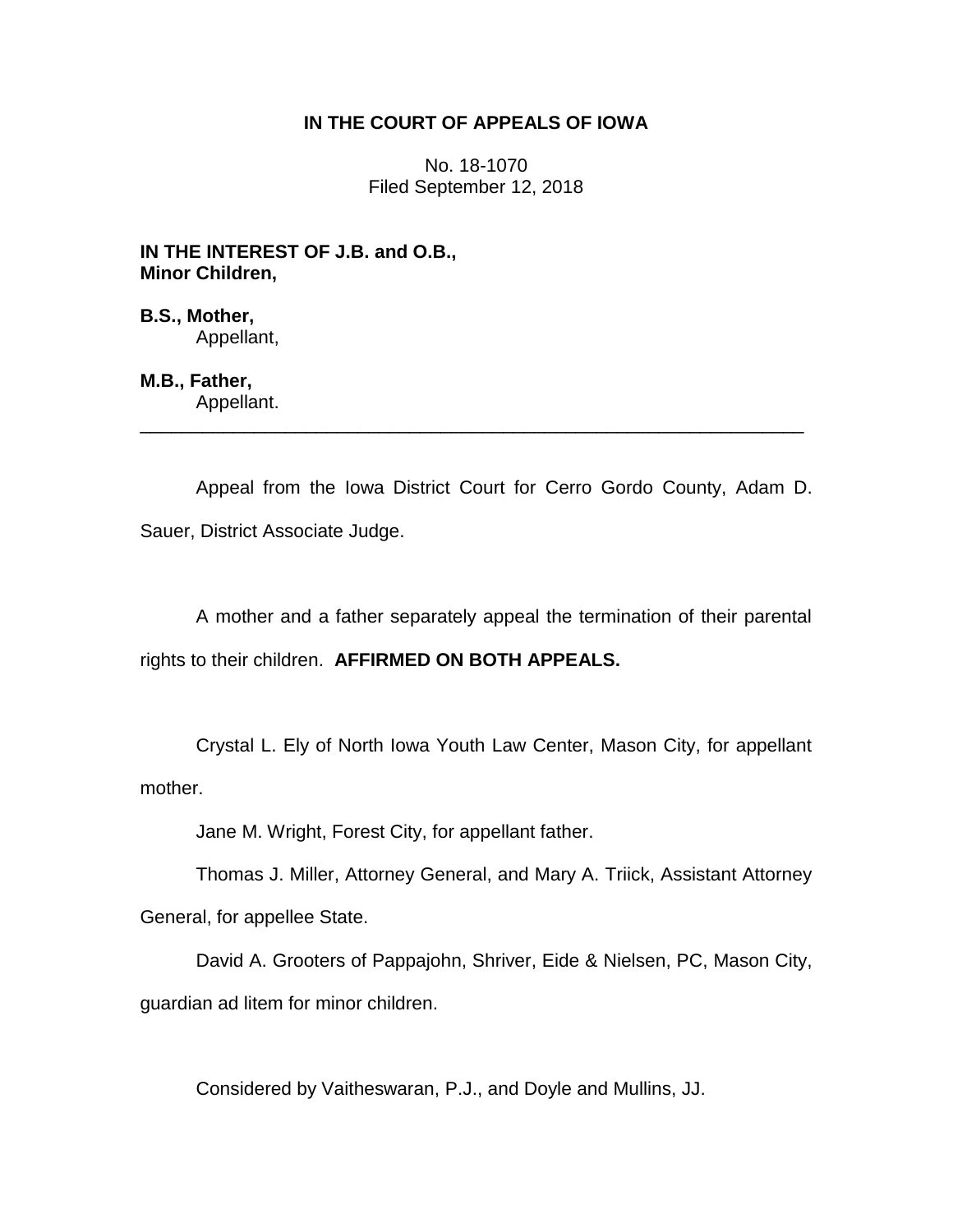**IN THE COURT OF APPEALS OF IOWA**

No. 18-1070
Filed September 12, 2018

**IN THE INTEREST OF J.B. and O.B., Minor Children,**

**B.S., Mother,**
Appellant,

**M.B., Father,**
Appellant.

---

Appeal from the Iowa District Court for Cerro Gordo County, Adam D. Sauer, District Associate Judge.

A mother and a father separately appeal the termination of their parental rights to their children. **AFFIRMED ON BOTH APPEALS.**

Crystal L. Ely of North Iowa Youth Law Center, Mason City, for appellant mother.

Jane M. Wright, Forest City, for appellant father.

Thomas J. Miller, Attorney General, and Mary A. Triick, Assistant Attorney General, for appellee State.

David A. Grooters of Pappajohn, Shriver, Eide & Nielsen, PC, Mason City, guardian ad litem for minor children.

Considered by Vaitheswaran, P.J., and Doyle and Mullins, JJ.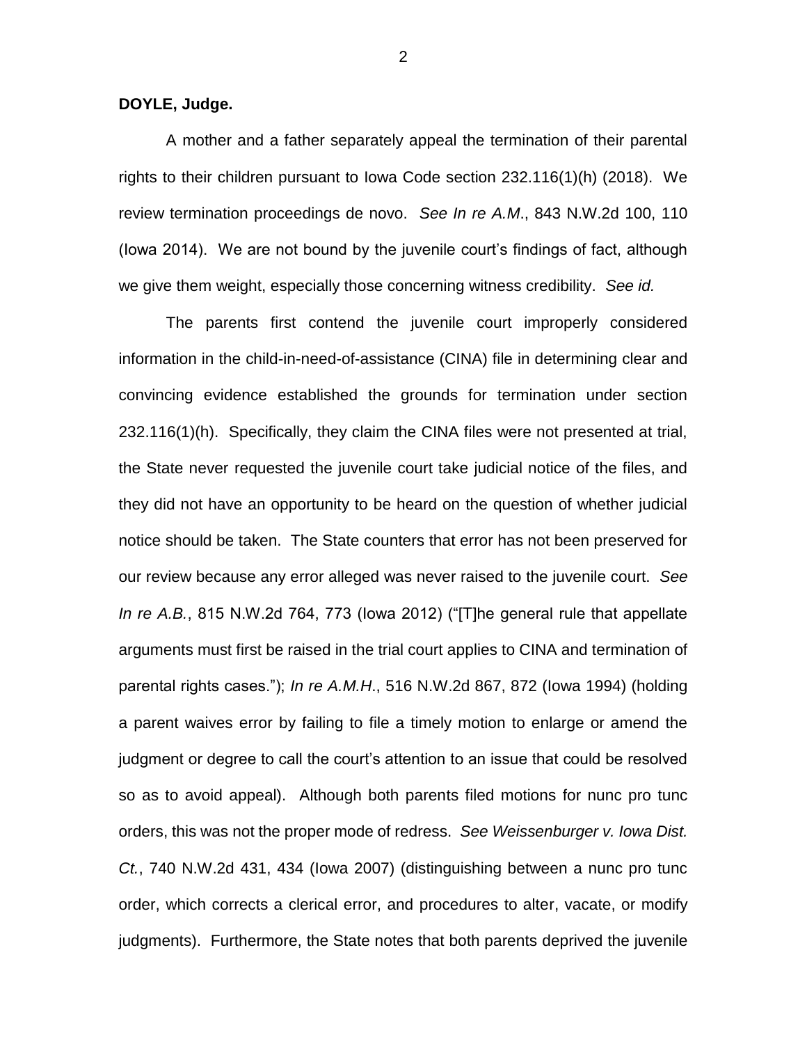**DOYLE, Judge.**

A mother and a father separately appeal the termination of their parental rights to their children pursuant to Iowa Code section 232.116(1)(h) (2018). We review termination proceedings de novo. *See In re A.M*., 843 N.W.2d 100, 110 (Iowa 2014). We are not bound by the juvenile court's findings of fact, although we give them weight, especially those concerning witness credibility. *See id.*

The parents first contend the juvenile court improperly considered information in the child-in-need-of-assistance (CINA) file in determining clear and convincing evidence established the grounds for termination under section 232.116(1)(h). Specifically, they claim the CINA files were not presented at trial, the State never requested the juvenile court take judicial notice of the files, and they did not have an opportunity to be heard on the question of whether judicial notice should be taken. The State counters that error has not been preserved for our review because any error alleged was never raised to the juvenile court. *See In re A.B.*, 815 N.W.2d 764, 773 (Iowa 2012) ("[T]he general rule that appellate arguments must first be raised in the trial court applies to CINA and termination of parental rights cases."); *In re A.M.H*., 516 N.W.2d 867, 872 (Iowa 1994) (holding a parent waives error by failing to file a timely motion to enlarge or amend the judgment or degree to call the court's attention to an issue that could be resolved so as to avoid appeal). Although both parents filed motions for nunc pro tunc orders, this was not the proper mode of redress. *See Weissenburger v. Iowa Dist. Ct.*, 740 N.W.2d 431, 434 (Iowa 2007) (distinguishing between a nunc pro tunc order, which corrects a clerical error, and procedures to alter, vacate, or modify judgments). Furthermore, the State notes that both parents deprived the juvenile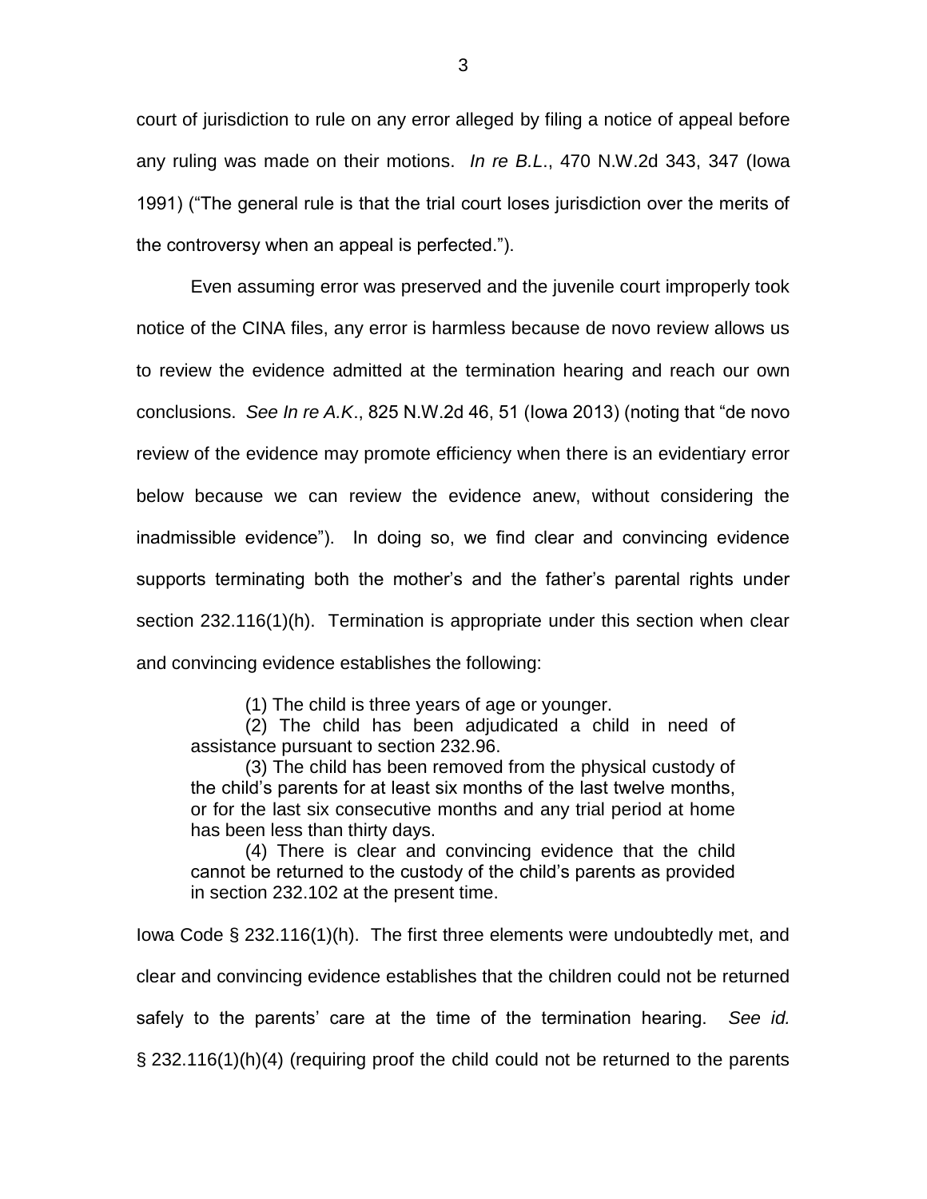court of jurisdiction to rule on any error alleged by filing a notice of appeal before any ruling was made on their motions. *In re B.L*., 470 N.W.2d 343, 347 (Iowa 1991) ("The general rule is that the trial court loses jurisdiction over the merits of the controversy when an appeal is perfected.").

Even assuming error was preserved and the juvenile court improperly took notice of the CINA files, any error is harmless because de novo review allows us to review the evidence admitted at the termination hearing and reach our own conclusions. *See In re A.K*., 825 N.W.2d 46, 51 (Iowa 2013) (noting that "de novo review of the evidence may promote efficiency when there is an evidentiary error below because we can review the evidence anew, without considering the inadmissible evidence"). In doing so, we find clear and convincing evidence supports terminating both the mother's and the father's parental rights under section 232.116(1)(h). Termination is appropriate under this section when clear and convincing evidence establishes the following:

> (1) The child is three years of age or younger.
>
> (2) The child has been adjudicated a child in need of assistance pursuant to section 232.96.
>
> (3) The child has been removed from the physical custody of the child's parents for at least six months of the last twelve months, or for the last six consecutive months and any trial period at home has been less than thirty days.
>
> (4) There is clear and convincing evidence that the child cannot be returned to the custody of the child's parents as provided in section 232.102 at the present time.

Iowa Code § 232.116(1)(h). The first three elements were undoubtedly met, and clear and convincing evidence establishes that the children could not be returned safely to the parents' care at the time of the termination hearing. *See id.* § 232.116(1)(h)(4) (requiring proof the child could not be returned to the parents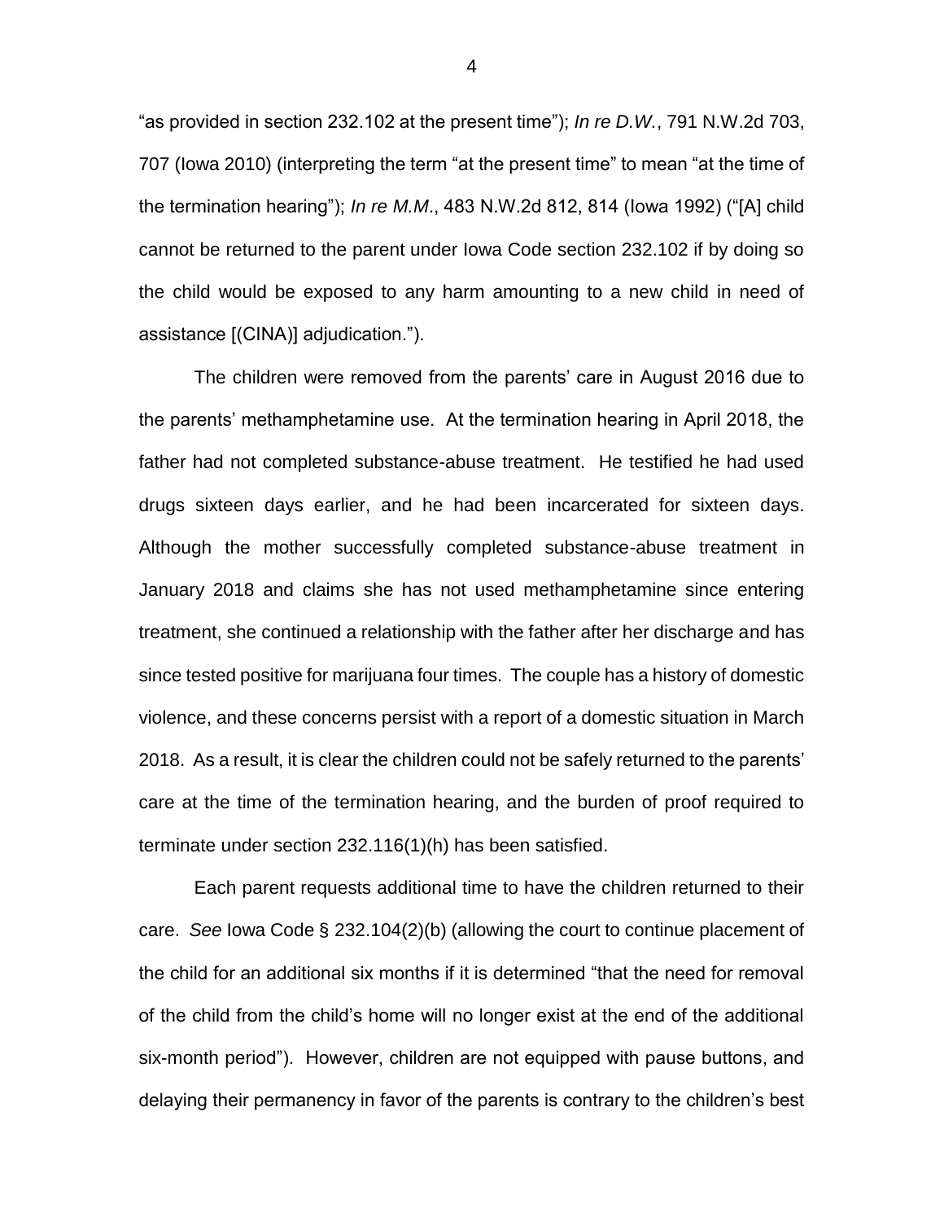"as provided in section 232.102 at the present time"); *In re D.W.*, 791 N.W.2d 703, 707 (Iowa 2010) (interpreting the term "at the present time" to mean "at the time of the termination hearing"); *In re M.M.*, 483 N.W.2d 812, 814 (Iowa 1992) ("[A] child cannot be returned to the parent under Iowa Code section 232.102 if by doing so the child would be exposed to any harm amounting to a new child in need of assistance [(CINA)] adjudication.").

The children were removed from the parents' care in August 2016 due to the parents' methamphetamine use. At the termination hearing in April 2018, the father had not completed substance-abuse treatment. He testified he had used drugs sixteen days earlier, and he had been incarcerated for sixteen days. Although the mother successfully completed substance-abuse treatment in January 2018 and claims she has not used methamphetamine since entering treatment, she continued a relationship with the father after her discharge and has since tested positive for marijuana four times. The couple has a history of domestic violence, and these concerns persist with a report of a domestic situation in March 2018. As a result, it is clear the children could not be safely returned to the parents' care at the time of the termination hearing, and the burden of proof required to terminate under section 232.116(1)(h) has been satisfied.

Each parent requests additional time to have the children returned to their care. *See* Iowa Code § 232.104(2)(b) (allowing the court to continue placement of the child for an additional six months if it is determined "that the need for removal of the child from the child's home will no longer exist at the end of the additional six-month period"). However, children are not equipped with pause buttons, and delaying their permanency in favor of the parents is contrary to the children's best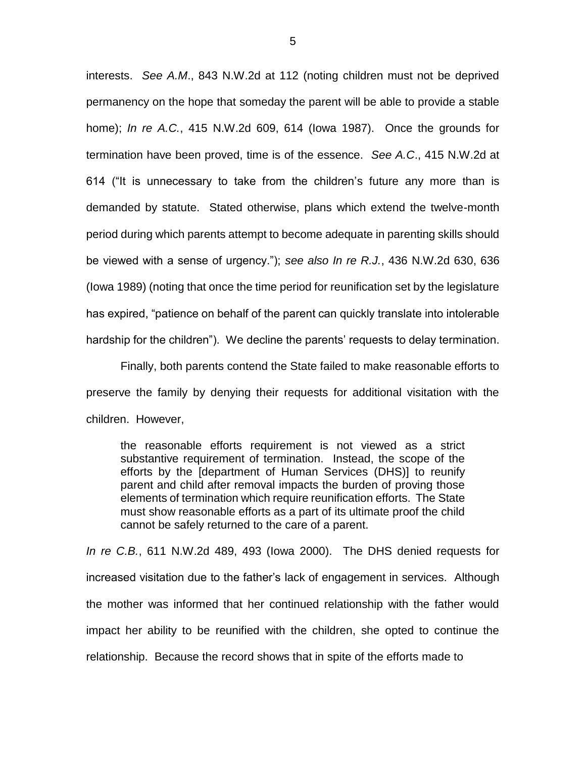interests. *See A.M*., 843 N.W.2d at 112 (noting children must not be deprived permanency on the hope that someday the parent will be able to provide a stable home); *In re A.C.*, 415 N.W.2d 609, 614 (Iowa 1987). Once the grounds for termination have been proved, time is of the essence. *See A.C*., 415 N.W.2d at 614 ("It is unnecessary to take from the children's future any more than is demanded by statute. Stated otherwise, plans which extend the twelve-month period during which parents attempt to become adequate in parenting skills should be viewed with a sense of urgency."); *see also In re R.J.*, 436 N.W.2d 630, 636 (Iowa 1989) (noting that once the time period for reunification set by the legislature has expired, "patience on behalf of the parent can quickly translate into intolerable hardship for the children"). We decline the parents' requests to delay termination.

Finally, both parents contend the State failed to make reasonable efforts to preserve the family by denying their requests for additional visitation with the children. However,

> the reasonable efforts requirement is not viewed as a strict substantive requirement of termination. Instead, the scope of the efforts by the [department of Human Services (DHS)] to reunify parent and child after removal impacts the burden of proving those elements of termination which require reunification efforts. The State must show reasonable efforts as a part of its ultimate proof the child cannot be safely returned to the care of a parent.

*In re C.B.*, 611 N.W.2d 489, 493 (Iowa 2000). The DHS denied requests for increased visitation due to the father's lack of engagement in services. Although the mother was informed that her continued relationship with the father would impact her ability to be reunified with the children, she opted to continue the relationship. Because the record shows that in spite of the efforts made to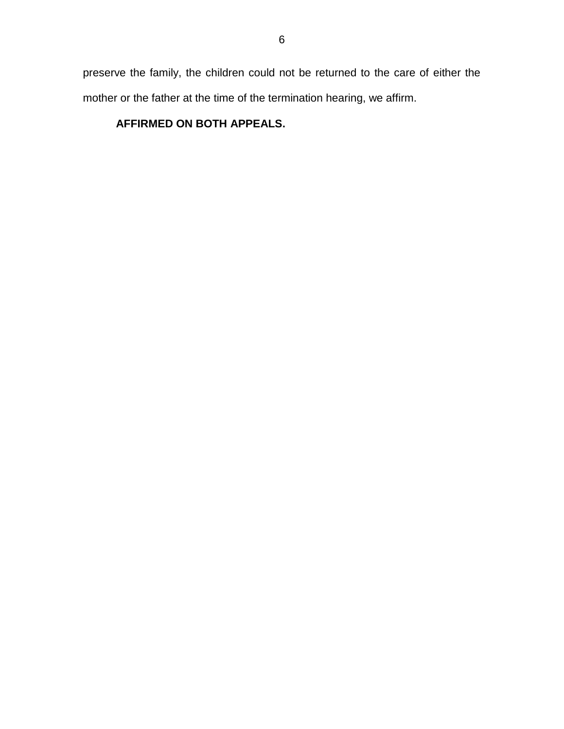preserve the family, the children could not be returned to the care of either the mother or the father at the time of the termination hearing, we affirm.

**AFFIRMED ON BOTH APPEALS.**